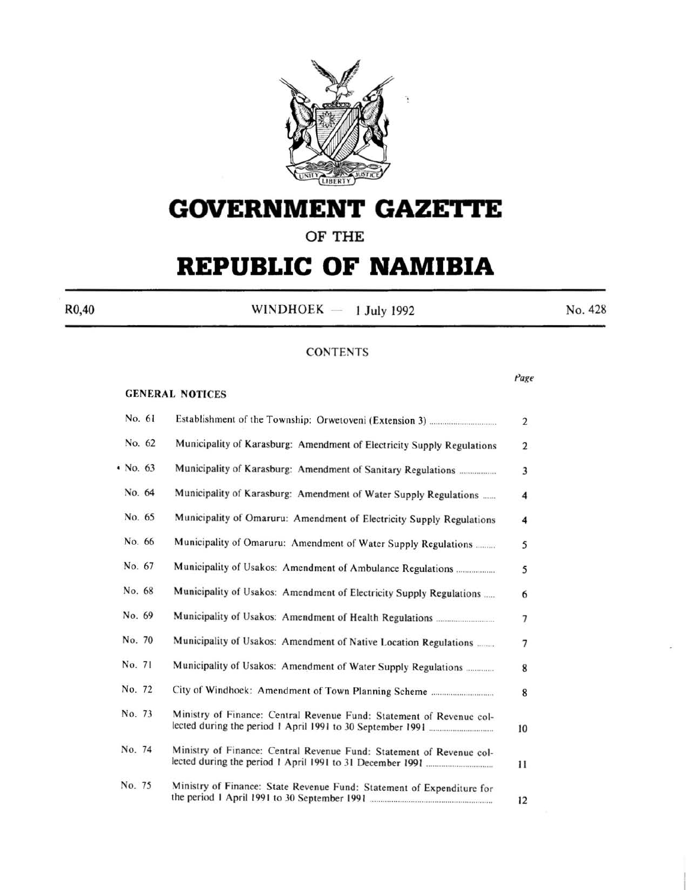# GOVERNMENT GAZETTE

OF THE

# REPUBLIC OF NAMIBIA

R0,40 WINDHOEK — 1 July 1992 No. 428

CONTENTS

## GENERAL NOTICES

| | | Page |
|---|---|---|
| No. 61 | Establishment of the Township: Orwetoveni (Extension 3) | 2 |
| No. 62 | Municipality of Karasburg: Amendment of Electricity Supply Regulations | 2 |
| No. 63 | Municipality of Karasburg: Amendment of Sanitary Regulations | 3 |
| No. 64 | Municipality of Karasburg: Amendment of Water Supply Regulations | 4 |
| No. 65 | Municipality of Omaruru: Amendment of Electricity Supply Regulations | 4 |
| No. 66 | Municipality of Omaruru: Amendment of Water Supply Regulations | 5 |
| No. 67 | Municipality of Usakos: Amendment of Ambulance Regulations | 5 |
| No. 68 | Municipality of Usakos: Amendment of Electricity Supply Regulations | 6 |
| No. 69 | Municipality of Usakos: Amendment of Health Regulations | 7 |
| No. 70 | Municipality of Usakos: Amendment of Native Location Regulations | 7 |
| No. 71 | Municipality of Usakos: Amendment of Water Supply Regulations | 8 |
| No. 72 | City of Windhoek: Amendment of Town Planning Scheme | 8 |
| No. 73 | Ministry of Finance: Central Revenue Fund: Statement of Revenue collected during the period 1 April 1991 to 30 September 1991 | 10 |
| No. 74 | Ministry of Finance: Central Revenue Fund: Statement of Revenue collected during the period 1 April 1991 to 31 December 1991 | 11 |
| No. 75 | Ministry of Finance: State Revenue Fund: Statement of Expenditure for the period 1 April 1991 to 30 September 1991 | 12 |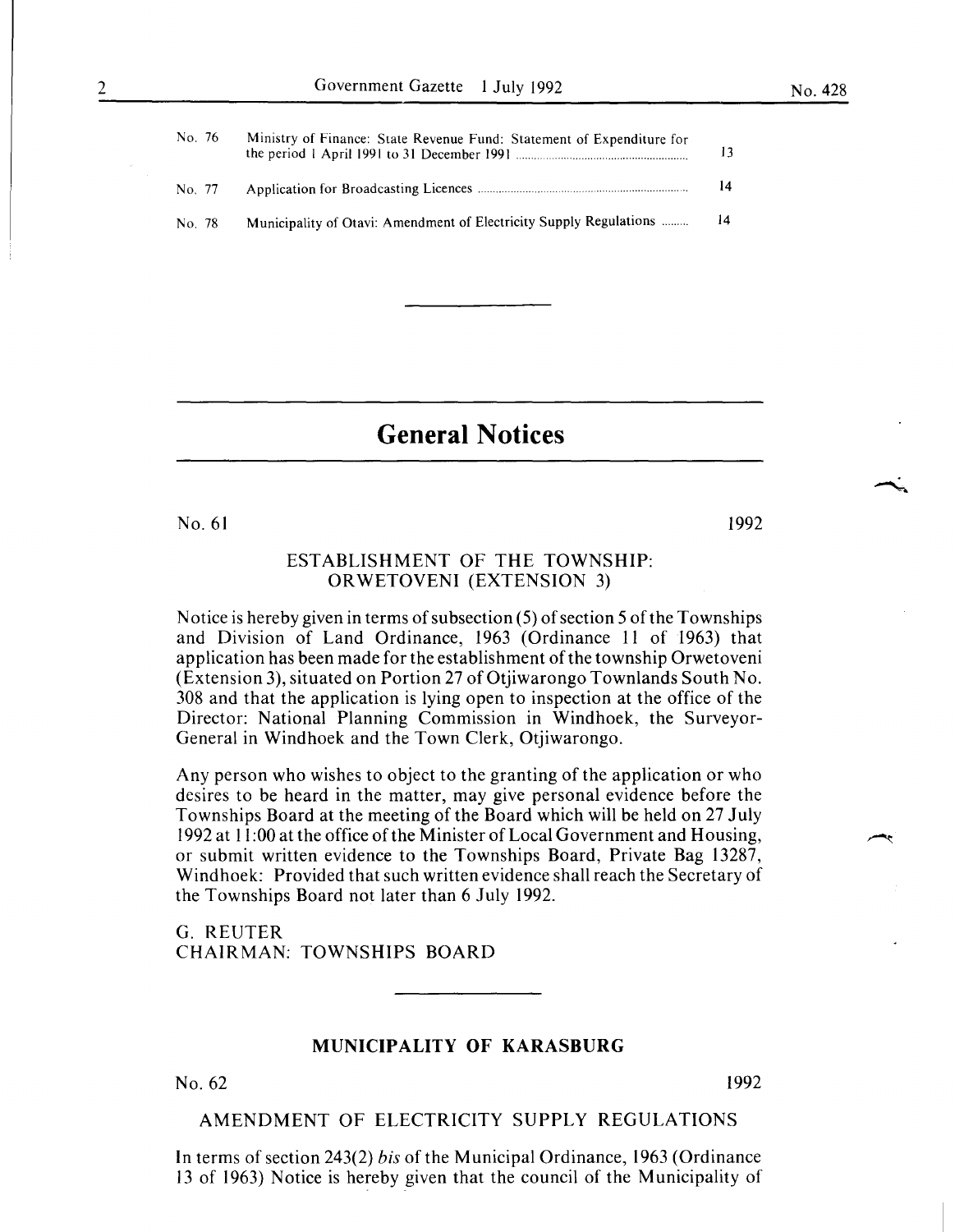| | | |
|---|---|---|
| No. 76 | Ministry of Finance: State Revenue Fund: Statement of Expenditure for the period 1 April 1991 to 31 December 1991 | 13 |
| No. 77 | Application for Broadcasting Licences | 14 |
| No. 78 | Municipality of Otavi: Amendment of Electricity Supply Regulations | 14 |

# General Notices

No. 61 1992

ESTABLISHMENT OF THE TOWNSHIP: ORWETOVENI (EXTENSION 3)

Notice is hereby given in terms of subsection (5) of section 5 of the Townships and Division of Land Ordinance, 1963 (Ordinance 11 of 1963) that application has been made for the establishment of the township Orwetoveni (Extension 3), situated on Portion 27 of Otjiwarongo Townlands South No. 308 and that the application is lying open to inspection at the office of the Director: National Planning Commission in Windhoek, the Surveyor-General in Windhoek and the Town Clerk, Otjiwarongo.

Any person who wishes to object to the granting of the application or who desires to be heard in the matter, may give personal evidence before the Townships Board at the meeting of the Board which will be held on 27 July 1992 at 11:00 at the office of the Minister of Local Government and Housing, or submit written evidence to the Townships Board, Private Bag 13287, Windhoek: Provided that such written evidence shall reach the Secretary of the Townships Board not later than 6 July 1992.

G. REUTER
CHAIRMAN: TOWNSHIPS BOARD

**MUNICIPALITY OF KARASBURG**

No. 62 1992

AMENDMENT OF ELECTRICITY SUPPLY REGULATIONS

In terms of section 243(2) *bis* of the Municipal Ordinance, 1963 (Ordinance 13 of 1963) Notice is hereby given that the council of the Municipality of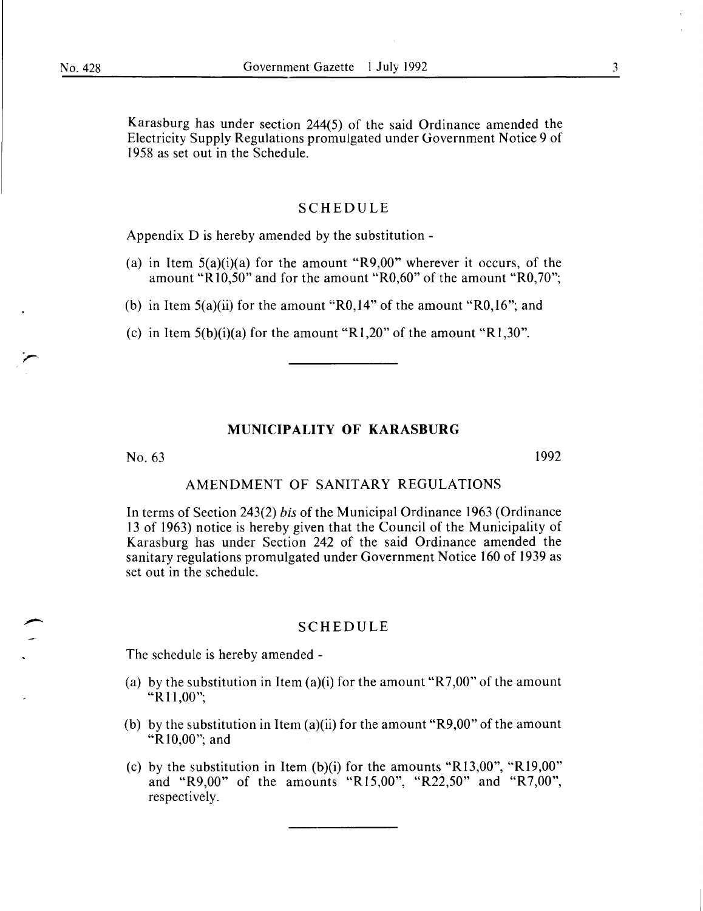Karasburg has under section 244(5) of the said Ordinance amended the Electricity Supply Regulations promulgated under Government Notice 9 of 1958 as set out in the Schedule.

## SCHEDULE

Appendix D is hereby amended by the substitution -

(a) in Item 5(a)(i)(a) for the amount "R9,00" wherever it occurs, of the amount "R10,50" and for the amount "R0,60" of the amount "R0,70";

(b) in Item 5(a)(ii) for the amount "R0,14" of the amount "R0,16"; and

(c) in Item 5(b)(i)(a) for the amount "R1,20" of the amount "R1,30".

---

## MUNICIPALITY OF KARASBURG

No. 63 1992

### AMENDMENT OF SANITARY REGULATIONS

In terms of Section 243(2) *bis* of the Municipal Ordinance 1963 (Ordinance 13 of 1963) notice is hereby given that the Council of the Municipality of Karasburg has under Section 242 of the said Ordinance amended the sanitary regulations promulgated under Government Notice 160 of 1939 as set out in the schedule.

## SCHEDULE

The schedule is hereby amended -

(a) by the substitution in Item (a)(i) for the amount "R7,00" of the amount "R11,00";

(b) by the substitution in Item (a)(ii) for the amount "R9,00" of the amount "R10,00"; and

(c) by the substitution in Item (b)(i) for the amounts "R13,00", "R19,00" and "R9,00" of the amounts "R15,00", "R22,50" and "R7,00", respectively.

---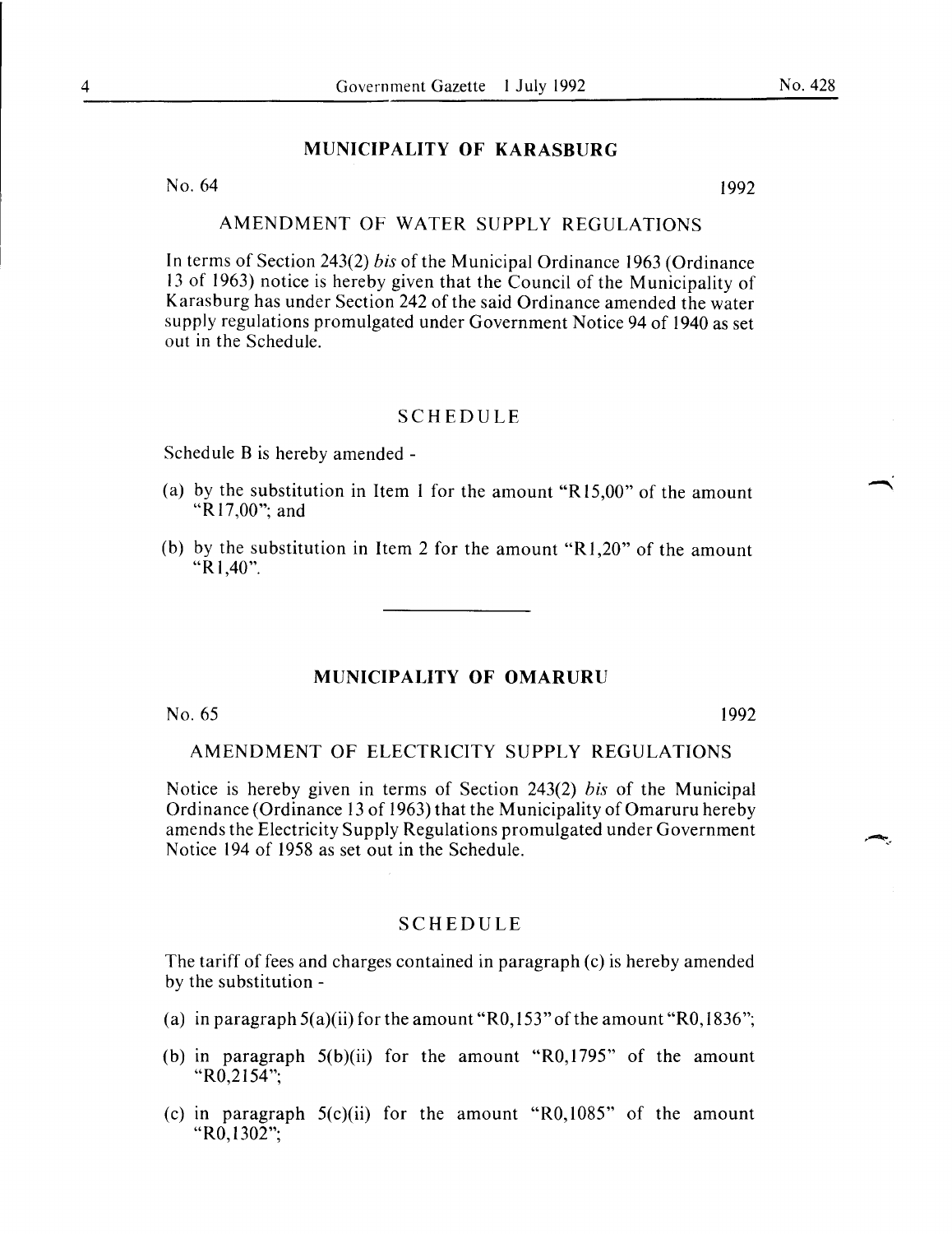## MUNICIPALITY OF KARASBURG

No. 64 1992

### AMENDMENT OF WATER SUPPLY REGULATIONS

In terms of Section 243(2) *bis* of the Municipal Ordinance 1963 (Ordinance 13 of 1963) notice is hereby given that the Council of the Municipality of Karasburg has under Section 242 of the said Ordinance amended the water supply regulations promulgated under Government Notice 94 of 1940 as set out in the Schedule.

### SCHEDULE

Schedule B is hereby amended -

(a) by the substitution in Item 1 for the amount "R15,00" of the amount "R17,00"; and

(b) by the substitution in Item 2 for the amount "R1,20" of the amount "R1,40".

---

## MUNICIPALITY OF OMARURU

No. 65 1992

### AMENDMENT OF ELECTRICITY SUPPLY REGULATIONS

Notice is hereby given in terms of Section 243(2) *bis* of the Municipal Ordinance (Ordinance 13 of 1963) that the Municipality of Omaruru hereby amends the Electricity Supply Regulations promulgated under Government Notice 194 of 1958 as set out in the Schedule.

### SCHEDULE

The tariff of fees and charges contained in paragraph (c) is hereby amended by the substitution -

(a) in paragraph 5(a)(ii) for the amount "R0,153" of the amount "R0,1836";

(b) in paragraph 5(b)(ii) for the amount "R0,1795" of the amount "R0,2154";

(c) in paragraph 5(c)(ii) for the amount "R0,1085" of the amount "R0,1302";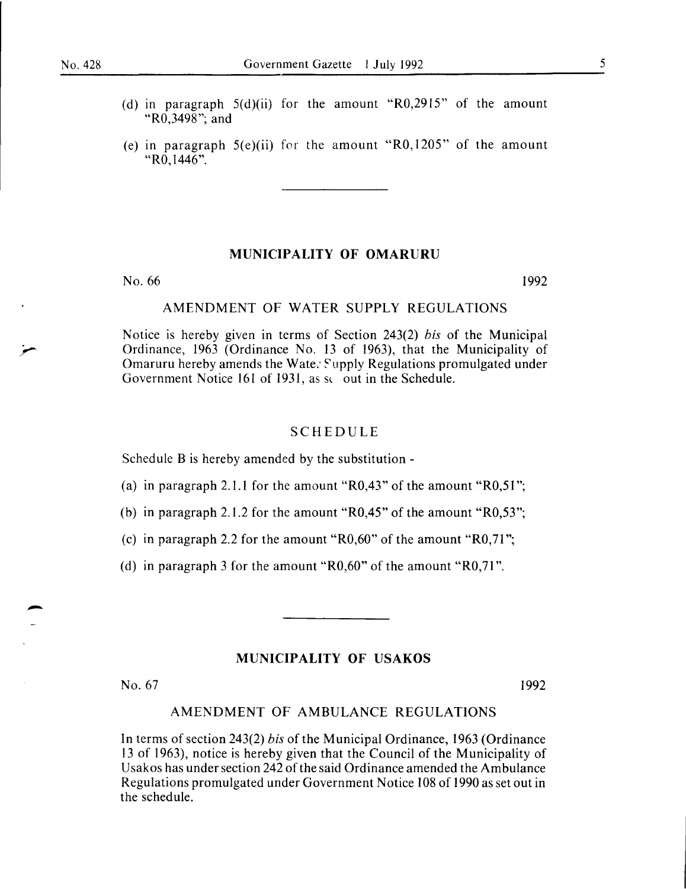(d) in paragraph 5(d)(ii) for the amount "R0,2915" of the amount "R0,3498"; and

(e) in paragraph 5(e)(ii) for the amount "R0,1205" of the amount "R0,1446".

---

## MUNICIPALITY OF OMARURU

No. 66 1992

### AMENDMENT OF WATER SUPPLY REGULATIONS

Notice is hereby given in terms of Section 243(2) *bis* of the Municipal Ordinance, 1963 (Ordinance No. 13 of 1963), that the Municipality of Omaruru hereby amends the Water Supply Regulations promulgated under Government Notice 161 of 1931, as set out in the Schedule.

### SCHEDULE

Schedule B is hereby amended by the substitution -

(a) in paragraph 2.1.1 for the amount "R0,43" of the amount "R0,51";

(b) in paragraph 2.1.2 for the amount "R0,45" of the amount "R0,53";

(c) in paragraph 2.2 for the amount "R0,60" of the amount "R0,71";

(d) in paragraph 3 for the amount "R0,60" of the amount "R0,71".

---

## MUNICIPALITY OF USAKOS

No. 67 1992

### AMENDMENT OF AMBULANCE REGULATIONS

In terms of section 243(2) *bis* of the Municipal Ordinance, 1963 (Ordinance 13 of 1963), notice is hereby given that the Council of the Municipality of Usakos has under section 242 of the said Ordinance amended the Ambulance Regulations promulgated under Government Notice 108 of 1990 as set out in the schedule.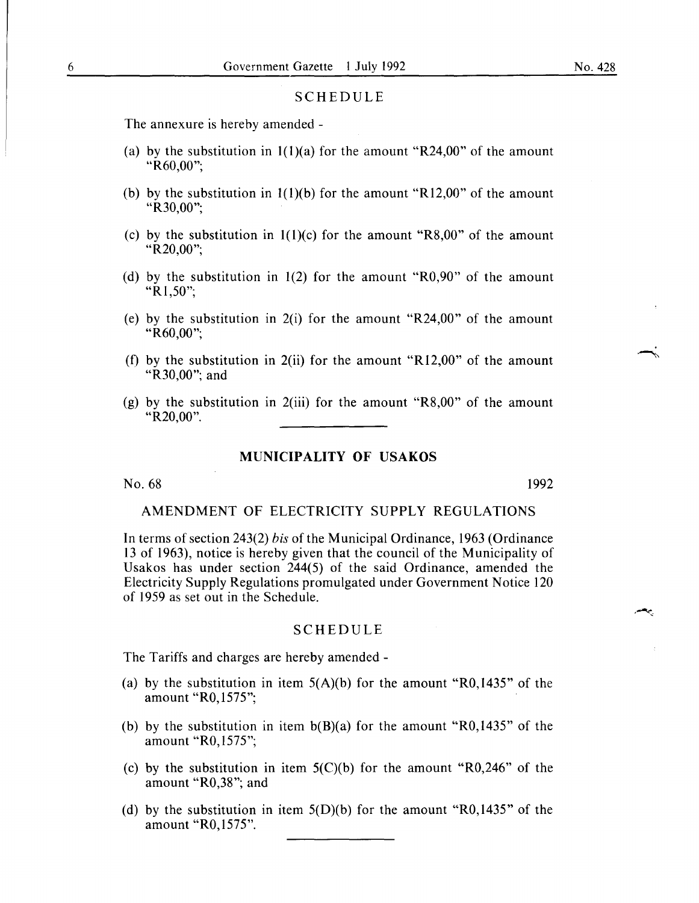SCHEDULE

The annexure is hereby amended -

(a) by the substitution in 1(1)(a) for the amount "R24,00" of the amount "R60,00";

(b) by the substitution in 1(1)(b) for the amount "R12,00" of the amount "R30,00";

(c) by the substitution in 1(1)(c) for the amount "R8,00" of the amount "R20,00";

(d) by the substitution in 1(2) for the amount "R0,90" of the amount "R1,50";

(e) by the substitution in 2(i) for the amount "R24,00" of the amount "R60,00";

(f) by the substitution in 2(ii) for the amount "R12,00" of the amount "R30,00"; and

(g) by the substitution in 2(iii) for the amount "R8,00" of the amount "R20,00".

## MUNICIPALITY OF USAKOS

No. 68 1992

AMENDMENT OF ELECTRICITY SUPPLY REGULATIONS

In terms of section 243(2) *bis* of the Municipal Ordinance, 1963 (Ordinance 13 of 1963), notice is hereby given that the council of the Municipality of Usakos has under section 244(5) of the said Ordinance, amended the Electricity Supply Regulations promulgated under Government Notice 120 of 1959 as set out in the Schedule.

SCHEDULE

The Tariffs and charges are hereby amended -

(a) by the substitution in item 5(A)(b) for the amount "R0,1435" of the amount "R0,1575";

(b) by the substitution in item b(B)(a) for the amount "R0,1435" of the amount "R0,1575";

(c) by the substitution in item 5(C)(b) for the amount "R0,246" of the amount "R0,38"; and

(d) by the substitution in item 5(D)(b) for the amount "R0,1435" of the amount "R0,1575".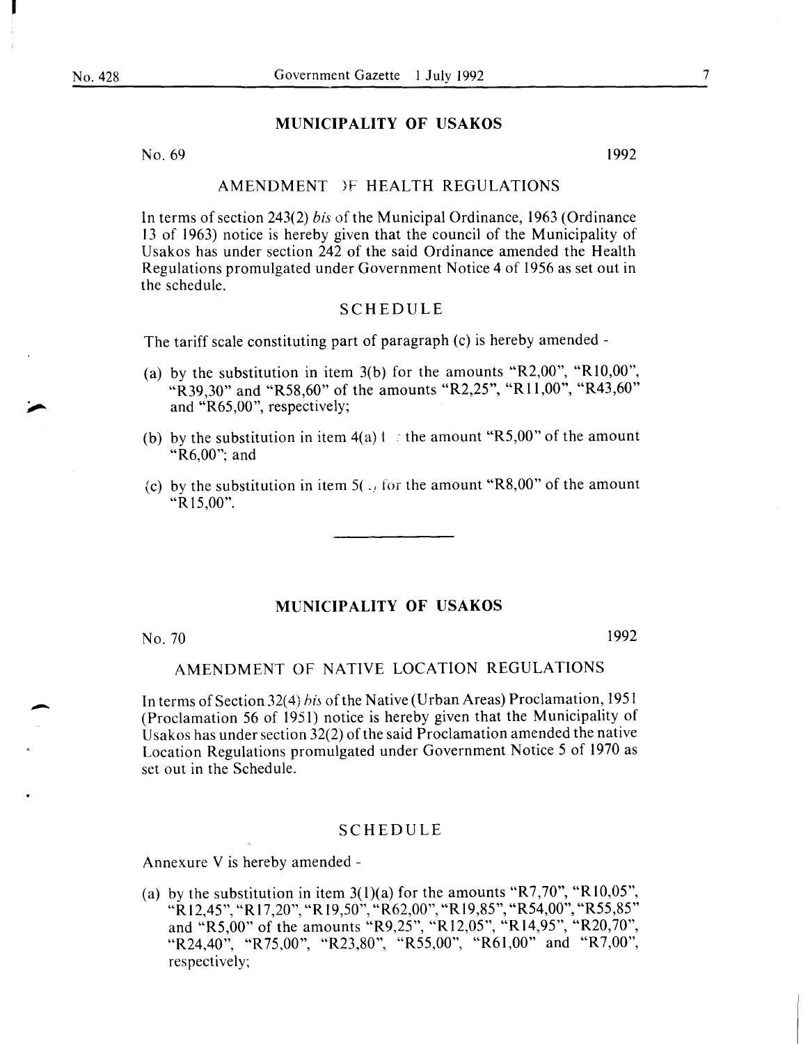## MUNICIPALITY OF USAKOS

No. 69 1992

### AMENDMENT OF HEALTH REGULATIONS

In terms of section 243(2) *bis* of the Municipal Ordinance, 1963 (Ordinance 13 of 1963) notice is hereby given that the council of the Municipality of Usakos has under section 242 of the said Ordinance amended the Health Regulations promulgated under Government Notice 4 of 1956 as set out in the schedule.

### SCHEDULE

The tariff scale constituting part of paragraph (c) is hereby amended -

(a) by the substitution in item 3(b) for the amounts "R2,00", "R10,00", "R39,30" and "R58,60" of the amounts "R2,25", "R11,00", "R43,60" and "R65,00", respectively;

(b) by the substitution in item 4(a) for the amount "R5,00" of the amount "R6,00"; and

(c) by the substitution in item 5(a) for the amount "R8,00" of the amount "R15,00".

---

## MUNICIPALITY OF USAKOS

No. 70 1992

### AMENDMENT OF NATIVE LOCATION REGULATIONS

In terms of Section 32(4) *bis* of the Native (Urban Areas) Proclamation, 1951 (Proclamation 56 of 1951) notice is hereby given that the Municipality of Usakos has under section 32(2) of the said Proclamation amended the native Location Regulations promulgated under Government Notice 5 of 1970 as set out in the Schedule.

### SCHEDULE

Annexure V is hereby amended -

(a) by the substitution in item 3(1)(a) for the amounts "R7,70", "R10,05", "R12,45", "R17,20", "R19,50", "R62,00", "R19,85", "R54,00", "R55,85" and "R5,00" of the amounts "R9,25", "R12,05", "R14,95", "R20,70", "R24,40", "R75,00", "R23,80", "R55,00", "R61,00" and "R7,00", respectively;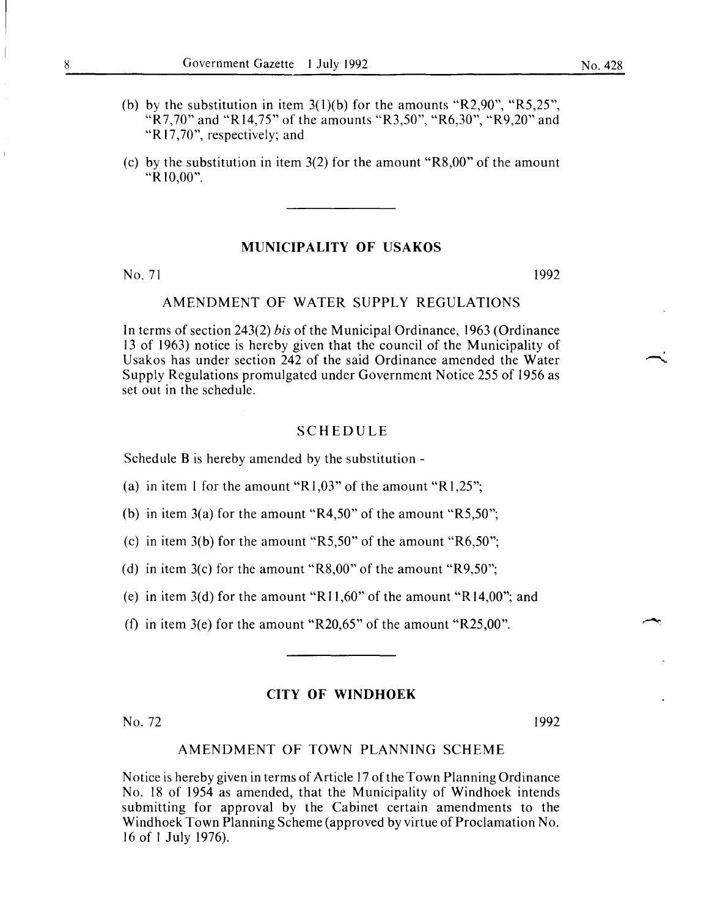(b) by the substitution in item 3(1)(b) for the amounts "R2,90", "R5,25", "R7,70" and "R14,75" of the amounts "R3,50", "R6,30", "R9,20" and "R17,70", respectively; and

(c) by the substitution in item 3(2) for the amount "R8,00" of the amount "R10,00".

---

## MUNICIPALITY OF USAKOS

No. 71 1992

### AMENDMENT OF WATER SUPPLY REGULATIONS

In terms of section 243(2) *bis* of the Municipal Ordinance, 1963 (Ordinance 13 of 1963) notice is hereby given that the council of the Municipality of Usakos has under section 242 of the said Ordinance amended the Water Supply Regulations promulgated under Government Notice 255 of 1956 as set out in the schedule.

### SCHEDULE

Schedule B is hereby amended by the substitution -

(a) in item 1 for the amount "R1,03" of the amount "R1,25";

(b) in item 3(a) for the amount "R4,50" of the amount "R5,50";

(c) in item 3(b) for the amount "R5,50" of the amount "R6,50";

(d) in item 3(c) for the amount "R8,00" of the amount "R9,50";

(e) in item 3(d) for the amount "R11,60" of the amount "R14,00"; and

(f) in item 3(e) for the amount "R20,65" of the amount "R25,00".

---

## CITY OF WINDHOEK

No. 72 1992

### AMENDMENT OF TOWN PLANNING SCHEME

Notice is hereby given in terms of Article 17 of the Town Planning Ordinance No. 18 of 1954 as amended, that the Municipality of Windhoek intends submitting for approval by the Cabinet certain amendments to the Windhoek Town Planning Scheme (approved by virtue of Proclamation No. 16 of 1 July 1976).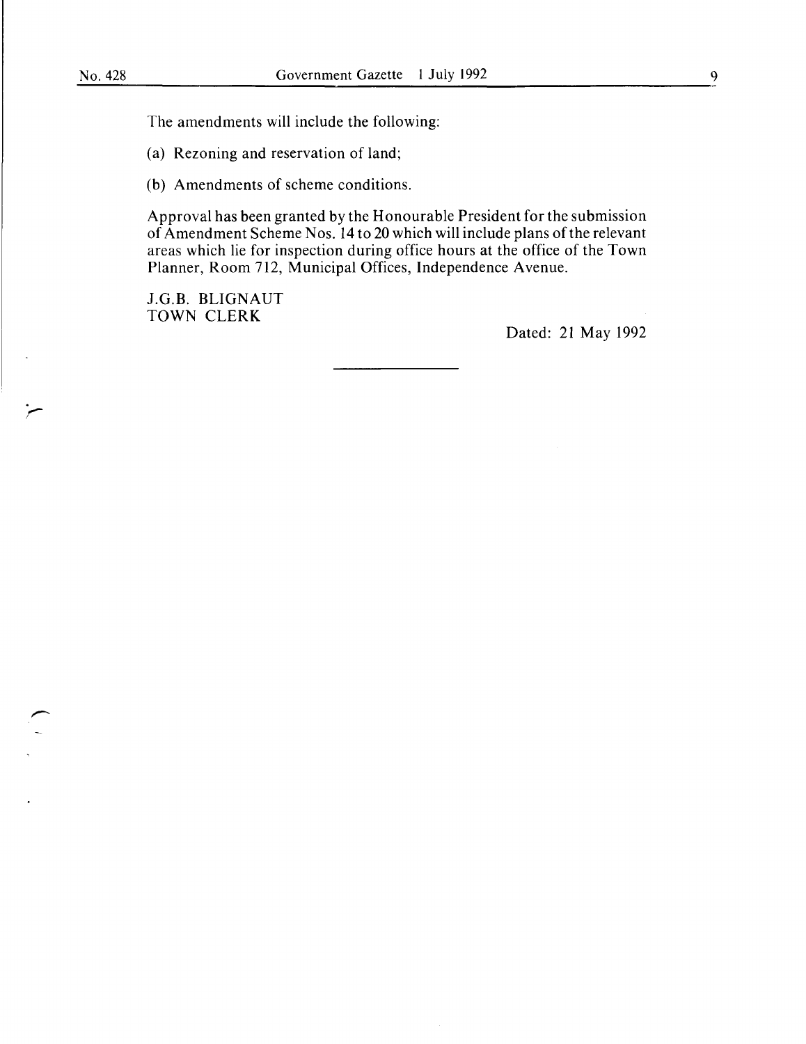The amendments will include the following:

(a) Rezoning and reservation of land;

(b) Amendments of scheme conditions.

Approval has been granted by the Honourable President for the submission of Amendment Scheme Nos. 14 to 20 which will include plans of the relevant areas which lie for inspection during office hours at the office of the Town Planner, Room 712, Municipal Offices, Independence Avenue.

J.G.B. BLIGNAUT
TOWN CLERK

Dated: 21 May 1992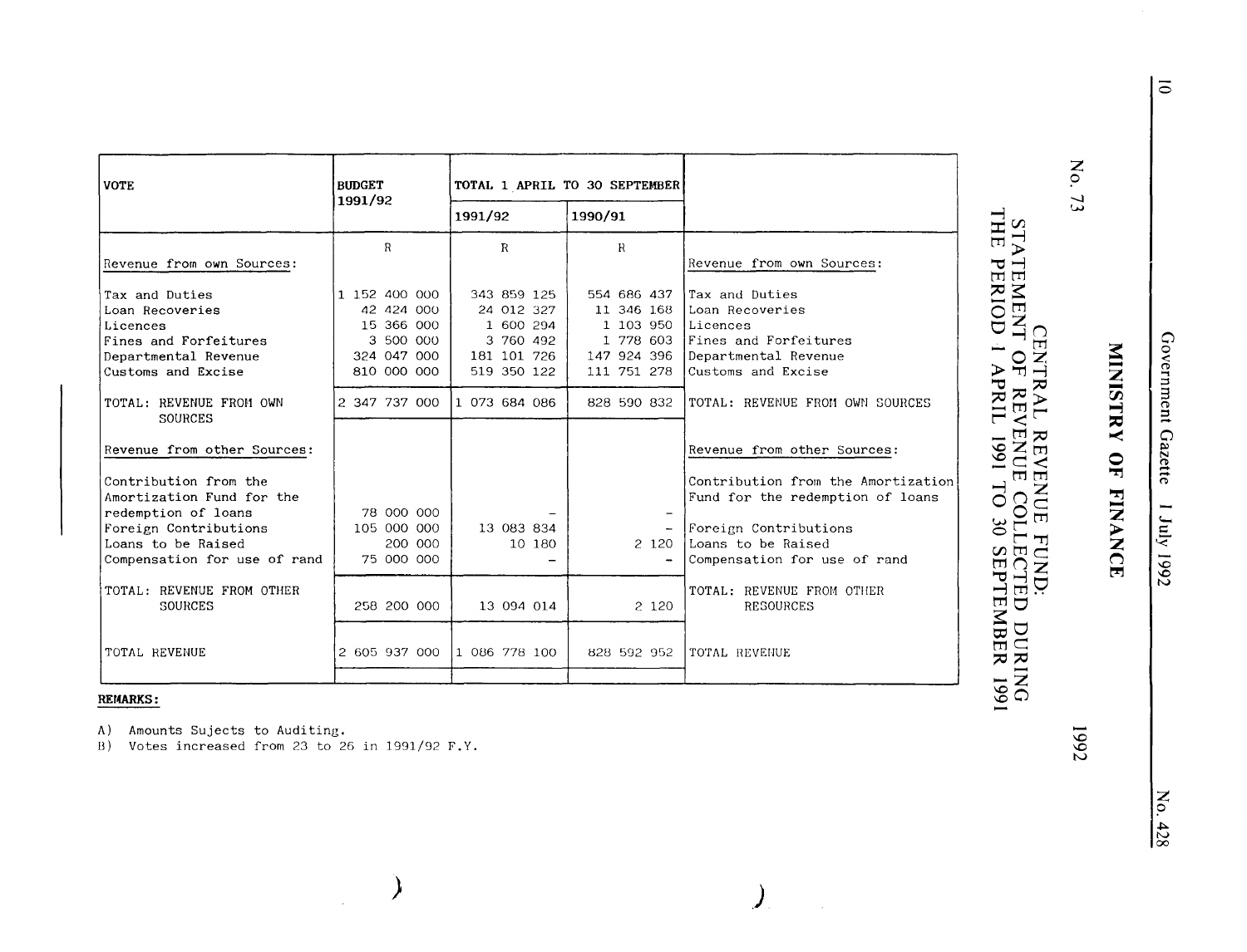## MINISTRY OF FINANCE

No. 73 1992

### CENTRAL REVENUE FUND:
### STATEMENT OF REVENUE COLLECTED DURING THE PERIOD 1 APRIL 1991 TO 30 SEPTEMBER 1991

| VOTE | BUDGET 1991/92 | TOTAL 1 APRIL TO 30 SEPTEMBER | | |
|---|---|---|---|---|
| | | 1991/92 | 1990/91 | |
| | R | R | R | |
| Revenue from own Sources: | | | | Revenue from own Sources: |
| Tax and Duties | 1 152 400 000 | 343 859 125 | 554 686 437 | Tax and Duties |
| Loan Recoveries | 42 424 000 | 24 012 327 | 11 346 168 | Loan Recoveries |
| Licences | 15 366 000 | 1 600 294 | 1 103 950 | Licences |
| Fines and Forfeitures | 3 500 000 | 3 760 492 | 1 778 603 | Fines and Forfeitures |
| Departmental Revenue | 324 047 000 | 181 101 726 | 147 924 396 | Departmental Revenue |
| Customs and Excise | 810 000 000 | 519 350 122 | 111 751 278 | Customs and Excise |
| TOTAL: REVENUE FROM OWN SOURCES | 2 347 737 000 | 1 073 684 086 | 828 590 832 | TOTAL: REVENUE FROM OWN SOURCES |
| Revenue from other Sources: | | | | Revenue from other Sources: |
| Contribution from the Amortization Fund for the redemption of loans | 78 000 000 | - | - | Contribution from the Amortization Fund for the redemption of loans |
| Foreign Contributions | 105 000 000 | 13 083 834 | - | Foreign Contributions |
| Loans to be Raised | 200 000 | 10 180 | 2 120 | Loans to be Raised |
| Compensation for use of rand | 75 000 000 | - | - | Compensation for use of rand |
| TOTAL: REVENUE FROM OTHER SOURCES | 258 200 000 | 13 094 014 | 2 120 | TOTAL: REVENUE FROM OTHER RESOURCES |
| TOTAL REVENUE | 2 605 937 000 | 1 086 778 100 | 828 592 952 | TOTAL REVENUE |

**REMARKS:**

A) Amounts Sujects to Auditing.
B) Votes increased from 23 to 26 in 1991/92 F.Y.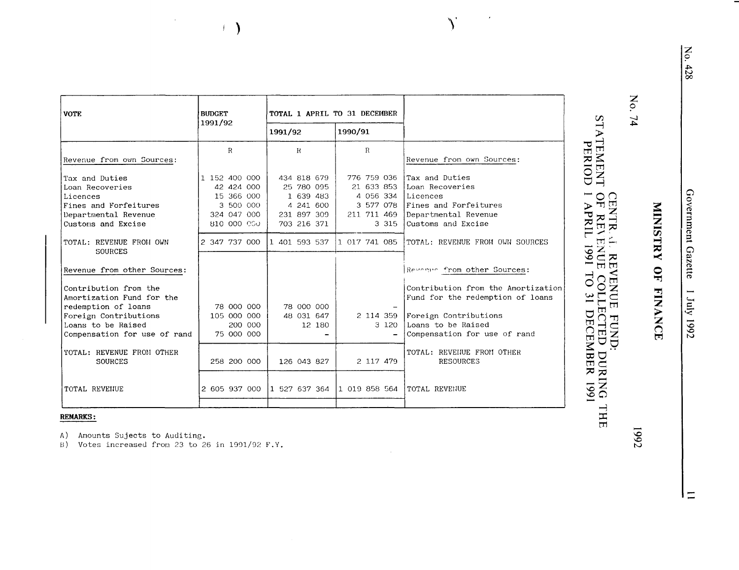# MINISTRY OF FINANCE

No. 74 1992

## CENTRAL REVENUE FUND: STATEMENT OF REVENUE COLLECTED DURING THE PERIOD 1 APRIL 1991 TO 31 DECEMBER 1991

| VOTE | BUDGET 1991/92 | TOTAL 1 APRIL TO 31 DECEMBER | | |
|---|---|---|---|---|
| | | 1991/92 | 1990/91 | |
| | R | R | R | |
| Revenue from own Sources: | | | | Revenue from own Sources: |
| Tax and Duties | 1 152 400 000 | 434 818 679 | 776 759 036 | Tax and Duties |
| Loan Recoveries | 42 424 000 | 25 780 095 | 21 633 853 | Loan Recoveries |
| Licences | 15 366 000 | 1 639 483 | 4 056 334 | Licences |
| Fines and Forfeitures | 3 500 000 | 4 241 600 | 3 577 078 | Fines and Forfeitures |
| Departmental Revenue | 324 047 000 | 231 897 309 | 211 711 469 | Departmental Revenue |
| Customs and Excise | 810 000 000 | 703 216 371 | 3 315 | Customs and Excise |
| TOTAL: REVENUE FROM OWN SOURCES | 2 347 737 000 | 1 401 593 537 | 1 017 741 085 | TOTAL: REVENUE FROM OWN SOURCES |
| Revenue from other Sources: | | | | Revenue from other Sources: |
| Contribution from the Amortization Fund for the redemption of loans | 78 000 000 | 78 000 000 | - | Contribution from the Amortization Fund for the redemption of loans |
| Foreign Contributions | 105 000 000 | 48 031 647 | 2 114 359 | Foreign Contributions |
| Loans to be Raised | 200 000 | 12 180 | 3 120 | Loans to be Raised |
| Compensation for use of rand | 75 000 000 | - | - | Compensation for use of rand |
| TOTAL: REVENUE FROM OTHER SOURCES | 258 200 000 | 126 043 827 | 2 117 479 | TOTAL: REVENUE FROM OTHER RESOURCES |
| TOTAL REVENUE | 2 605 937 000 | 1 527 637 364 | 1 019 858 564 | TOTAL REVENUE |

**REMARKS:**

A) Amounts Sujects to Auditing.
B) Votes increased from 23 to 26 in 1991/92 F.Y.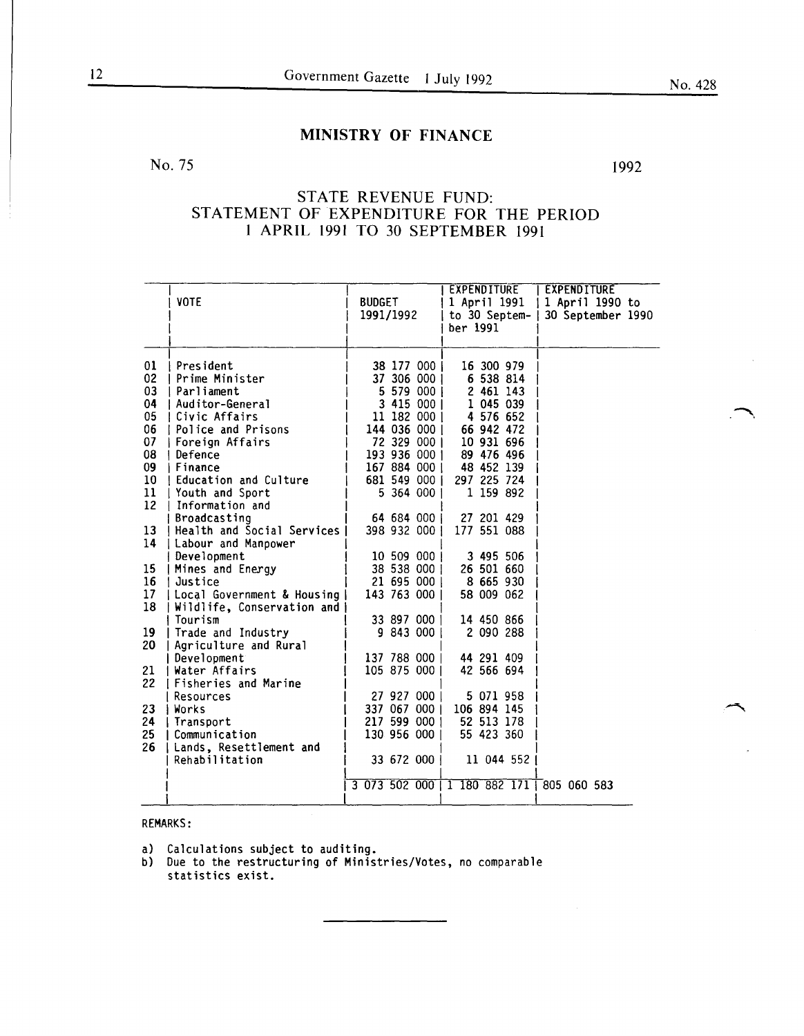## MINISTRY OF FINANCE

No. 75 1992

### STATE REVENUE FUND: STATEMENT OF EXPENDITURE FOR THE PERIOD 1 APRIL 1991 TO 30 SEPTEMBER 1991

| | VOTE | BUDGET 1991/1992 | EXPENDITURE 1 April 1991 to 30 September 1991 | EXPENDITURE 1 April 1990 to 30 September 1990 |
|---|---|---|---|---|
| 01 | President | 38 177 000 | 16 300 979 | |
| 02 | Prime Minister | 37 306 000 | 6 538 814 | |
| 03 | Parliament | 5 579 000 | 2 461 143 | |
| 04 | Auditor-General | 3 415 000 | 1 045 039 | |
| 05 | Civic Affairs | 11 182 000 | 4 576 652 | |
| 06 | Police and Prisons | 144 036 000 | 66 942 472 | |
| 07 | Foreign Affairs | 72 329 000 | 10 931 696 | |
| 08 | Defence | 193 936 000 | 89 476 496 | |
| 09 | Finance | 167 884 000 | 48 452 139 | |
| 10 | Education and Culture | 681 549 000 | 297 225 724 | |
| 11 | Youth and Sport | 5 364 000 | 1 159 892 | |
| 12 | Information and Broadcasting | 64 684 000 | 27 201 429 | |
| 13 | Health and Social Services | 398 932 000 | 177 551 088 | |
| 14 | Labour and Manpower Development | 10 509 000 | 3 495 506 | |
| 15 | Mines and Energy | 38 538 000 | 26 501 660 | |
| 16 | Justice | 21 695 000 | 8 665 930 | |
| 17 | Local Government & Housing | 143 763 000 | 58 009 062 | |
| 18 | Wildlife, Conservation and Tourism | 33 897 000 | 14 450 866 | |
| 19 | Trade and Industry | 9 843 000 | 2 090 288 | |
| 20 | Agriculture and Rural Development | 137 788 000 | 44 291 409 | |
| 21 | Water Affairs | 105 875 000 | 42 566 694 | |
| 22 | Fisheries and Marine Resources | 27 927 000 | 5 071 958 | |
| 23 | Works | 337 067 000 | 106 894 145 | |
| 24 | Transport | 217 599 000 | 52 513 178 | |
| 25 | Communication | 130 956 000 | 55 423 360 | |
| 26 | Lands, Resettlement and Rehabilitation | 33 672 000 | 11 044 552 | |
| | | 3 073 502 000 | 1 180 882 171 | 805 060 583 |

REMARKS:

a) Calculations subject to auditing.
b) Due to the restructuring of Ministries/Votes, no comparable statistics exist.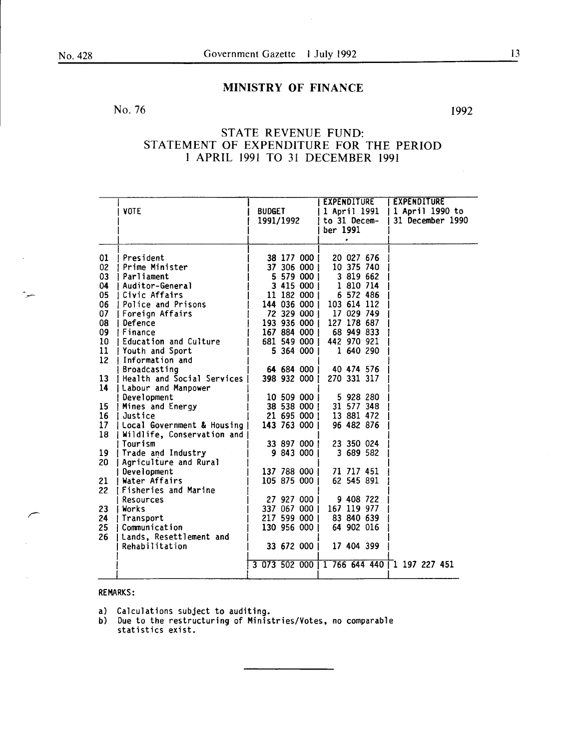## MINISTRY OF FINANCE

No. 76 1992

## STATE REVENUE FUND: STATEMENT OF EXPENDITURE FOR THE PERIOD 1 APRIL 1991 TO 31 DECEMBER 1991

| | VOTE | BUDGET 1991/1992 | EXPENDITURE 1 April 1991 to 31 December 1991 | EXPENDITURE 1 April 1990 to 31 December 1990 |
|---|---|---|---|---|
| 01 | President | 38 177 000 | 20 027 676 | |
| 02 | Prime Minister | 37 306 000 | 10 375 740 | |
| 03 | Parliament | 5 579 000 | 3 819 662 | |
| 04 | Auditor-General | 3 415 000 | 1 810 714 | |
| 05 | Civic Affairs | 11 182 000 | 6 572 486 | |
| 06 | Police and Prisons | 144 036 000 | 103 614 112 | |
| 07 | Foreign Affairs | 72 329 000 | 17 029 749 | |
| 08 | Defence | 193 936 000 | 127 178 687 | |
| 09 | Finance | 167 884 000 | 68 949 833 | |
| 10 | Education and Culture | 681 549 000 | 442 970 921 | |
| 11 | Youth and Sport | 5 364 000 | 1 640 290 | |
| 12 | Information and Broadcasting | 64 684 000 | 40 474 576 | |
| 13 | Health and Social Services | 398 932 000 | 270 331 317 | |
| 14 | Labour and Manpower Development | 10 509 000 | 5 928 280 | |
| 15 | Mines and Energy | 38 538 000 | 31 577 348 | |
| 16 | Justice | 21 695 000 | 13 881 472 | |
| 17 | Local Government & Housing | 143 763 000 | 96 482 876 | |
| 18 | Wildlife, Conservation and Tourism | 33 897 000 | 23 350 024 | |
| 19 | Trade and Industry | 9 843 000 | 3 689 582 | |
| 20 | Agriculture and Rural Development | 137 788 000 | 71 717 451 | |
| 21 | Water Affairs | 105 875 000 | 62 545 891 | |
| 22 | Fisheries and Marine Resources | 27 927 000 | 9 408 722 | |
| 23 | Works | 337 067 000 | 167 119 977 | |
| 24 | Transport | 217 599 000 | 83 840 639 | |
| 25 | Communication | 130 956 000 | 64 902 016 | |
| 26 | Lands, Resettlement and Rehabilitation | 33 672 000 | 17 404 399 | |
| | | 3 073 502 000 | 1 766 644 440 | 1 197 227 451 |

REMARKS:

a) Calculations subject to auditing.
b) Due to the restructuring of Ministries/Votes, no comparable statistics exist.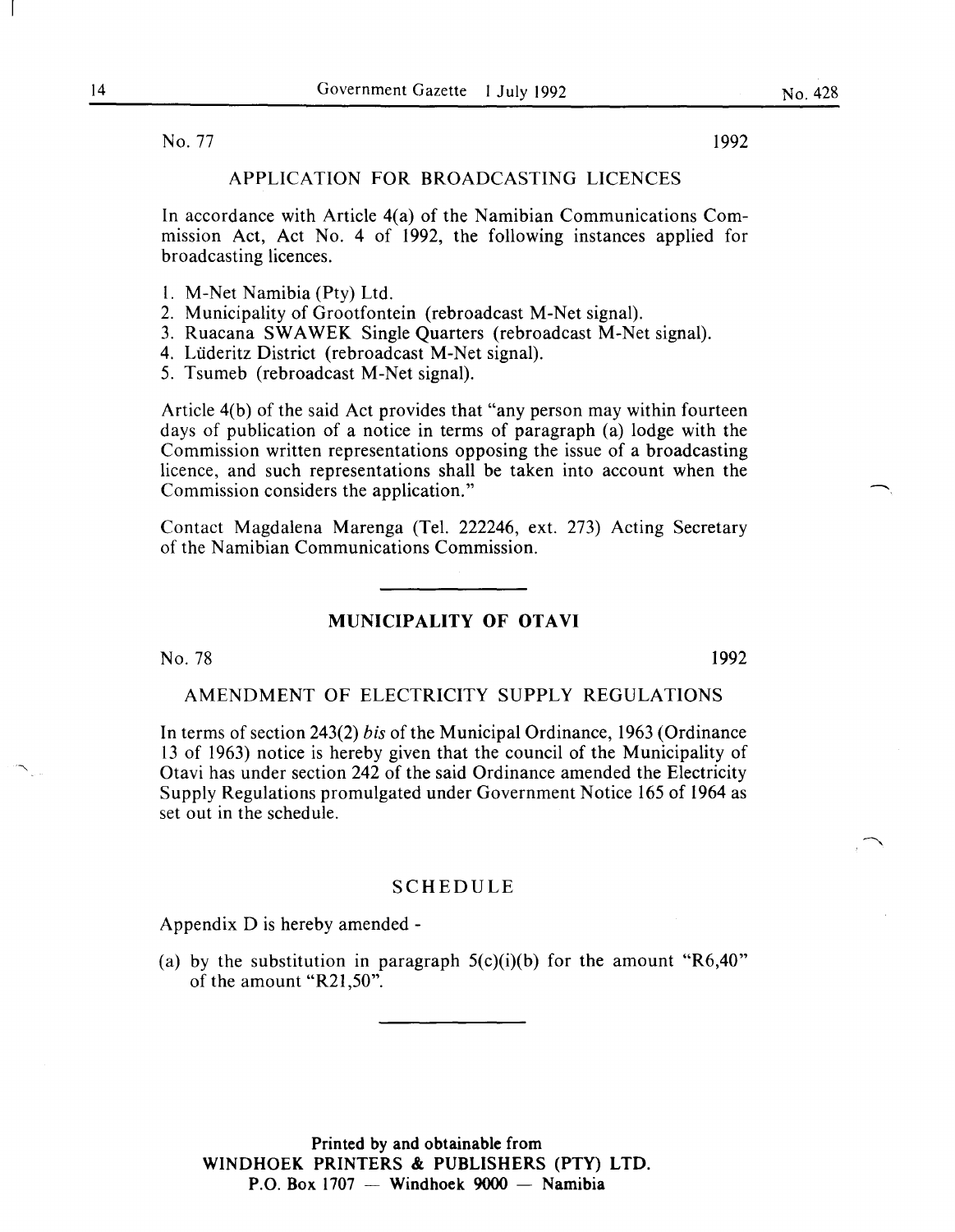No. 77 1992

## APPLICATION FOR BROADCASTING LICENCES

In accordance with Article 4(a) of the Namibian Communications Commission Act, Act No. 4 of 1992, the following instances applied for broadcasting licences.

1. M-Net Namibia (Pty) Ltd.
2. Municipality of Grootfontein (rebroadcast M-Net signal).
3. Ruacana SWAWEK Single Quarters (rebroadcast M-Net signal).
4. Lüderitz District (rebroadcast M-Net signal).
5. Tsumeb (rebroadcast M-Net signal).

Article 4(b) of the said Act provides that "any person may within fourteen days of publication of a notice in terms of paragraph (a) lodge with the Commission written representations opposing the issue of a broadcasting licence, and such representations shall be taken into account when the Commission considers the application."

Contact Magdalena Marenga (Tel. 222246, ext. 273) Acting Secretary of the Namibian Communications Commission.

---

# MUNICIPALITY OF OTAVI

No. 78 1992

## AMENDMENT OF ELECTRICITY SUPPLY REGULATIONS

In terms of section 243(2) *bis* of the Municipal Ordinance, 1963 (Ordinance 13 of 1963) notice is hereby given that the council of the Municipality of Otavi has under section 242 of the said Ordinance amended the Electricity Supply Regulations promulgated under Government Notice 165 of 1964 as set out in the schedule.

### SCHEDULE

Appendix D is hereby amended -

(a) by the substitution in paragraph 5(c)(i)(b) for the amount "R6,40" of the amount "R21,50".

---

**Printed by and obtainable from**
**WINDHOEK PRINTERS & PUBLISHERS (PTY) LTD.**
**P.O. Box 1707 — Windhoek 9000 — Namibia**